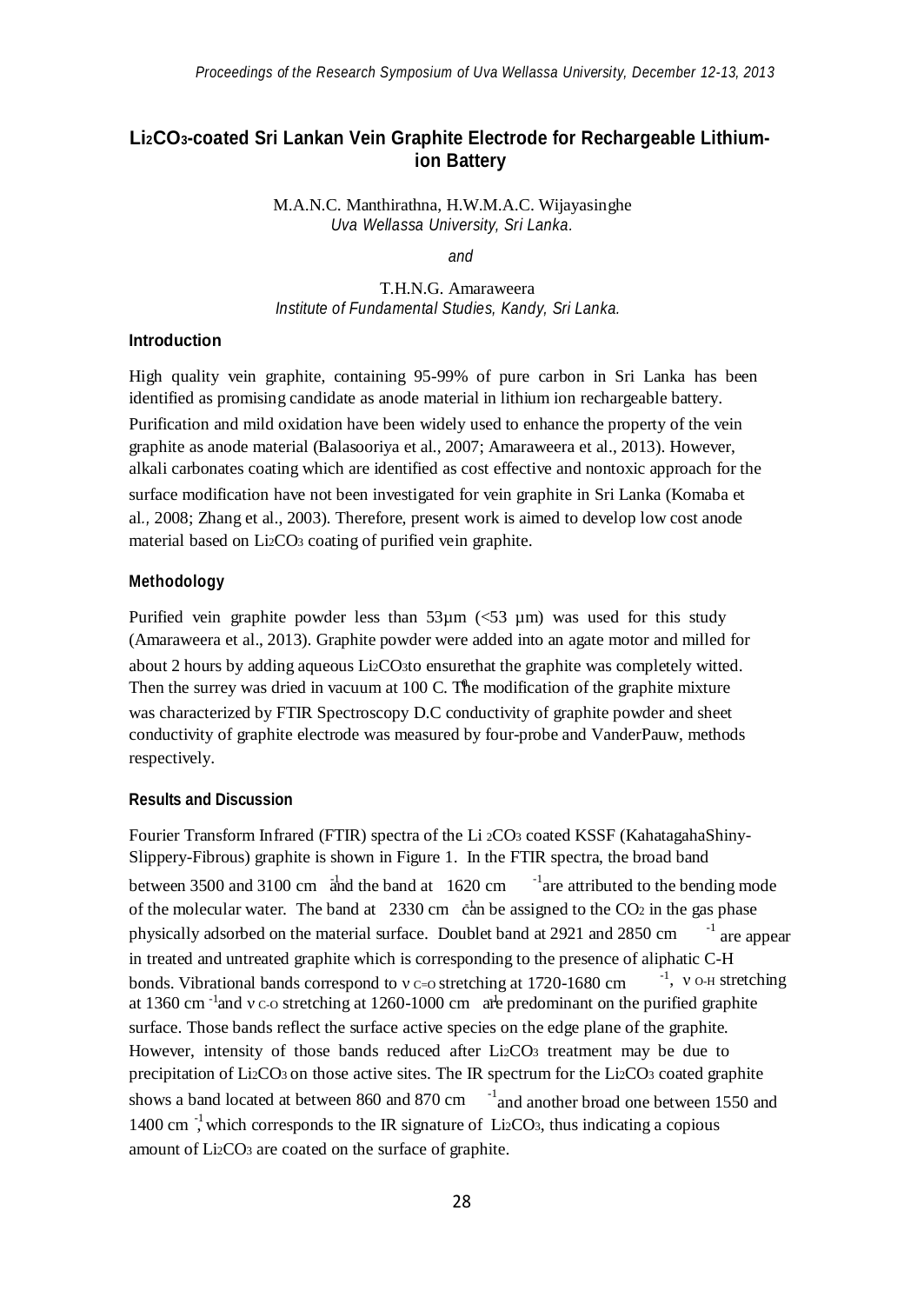# $Li_2CO_3$-coated Sri Lankan Vein Graphite Electrode for Rechargeable Lithium-ion Battery

M.A.N.C. Manthirathna, H.W.M.A.C. Wijayasinghe
*Uva Wellassa University, Sri Lanka.*

*and*

T.H.N.G. Amaraweera
*Institute of Fundamental Studies, Kandy, Sri Lanka.*

## Introduction

High quality vein graphite, containing 95-99% of pure carbon in Sri Lanka has been identified as promising candidate as anode material in lithium ion rechargeable battery. Purification and mild oxidation have been widely used to enhance the property of the vein graphite as anode material (Balasooriya et al., 2007; Amaraweera et al., 2013). However, alkali carbonates coating which are identified as cost effective and nontoxic approach for the surface modification have not been investigated for vein graphite in Sri Lanka (Komaba et al., 2008; Zhang et al., 2003). Therefore, present work is aimed to develop low cost anode material based on $Li_2CO_3$ coating of purified vein graphite.

## Methodology

Purified vein graphite powder less than 53µm (<53 µm) was used for this study (Amaraweera et al., 2013). Graphite powder were added into an agate motor and milled for about 2 hours by adding aqueous $Li_2CO_3$to ensurethat the graphite was completely witted. Then the surrey was dried in vacuum at 100 $^0$C. The modification of the graphite mixture was characterized by FTIR Spectroscopy D.C conductivity of graphite powder and sheet conductivity of graphite electrode was measured by four-probe and VanderPauw, methods respectively.

## Results and Discussion

Fourier Transform Infrared (FTIR) spectra of the $Li_2CO_3$ coated KSSF (KahatagahaShiny-Slippery-Fibrous) graphite is shown in Figure 1. In the FTIR spectra, the broad band between 3500 and 3100 cm $^{-1}$ and the band at 1620 cm $^{-1}$are attributed to the bending mode of the molecular water. The band at 2330 cm $^{-1}$ can be assigned to the $CO_2$ in the gas phase physically adsorbed on the material surface. Doublet band at 2921 and 2850 cm $^{-1}$ are appear in treated and untreated graphite which is corresponding to the presence of aliphatic C-H bonds. Vibrational bands correspond to $\nu_{C=O}$ stretching at 1720-1680 cm $^{-1}$, $\nu_{O-H}$ stretching at 1360 cm $^{-1}$and $\nu_{C-O}$ stretching at 1260-1000 cm $^{-1}$ are predominant on the purified graphite surface. Those bands reflect the surface active species on the edge plane of the graphite. However, intensity of those bands reduced after $Li_2CO_3$ treatment may be due to precipitation of $Li_2CO_3$ on those active sites. The IR spectrum for the $Li_2CO_3$ coated graphite shows a band located at between 860 and 870 cm $^{-1}$and another broad one between 1550 and 1400 cm $^{-1}$, which corresponds to the IR signature of $Li_2CO_3$, thus indicating a copious amount of $Li_2CO_3$ are coated on the surface of graphite.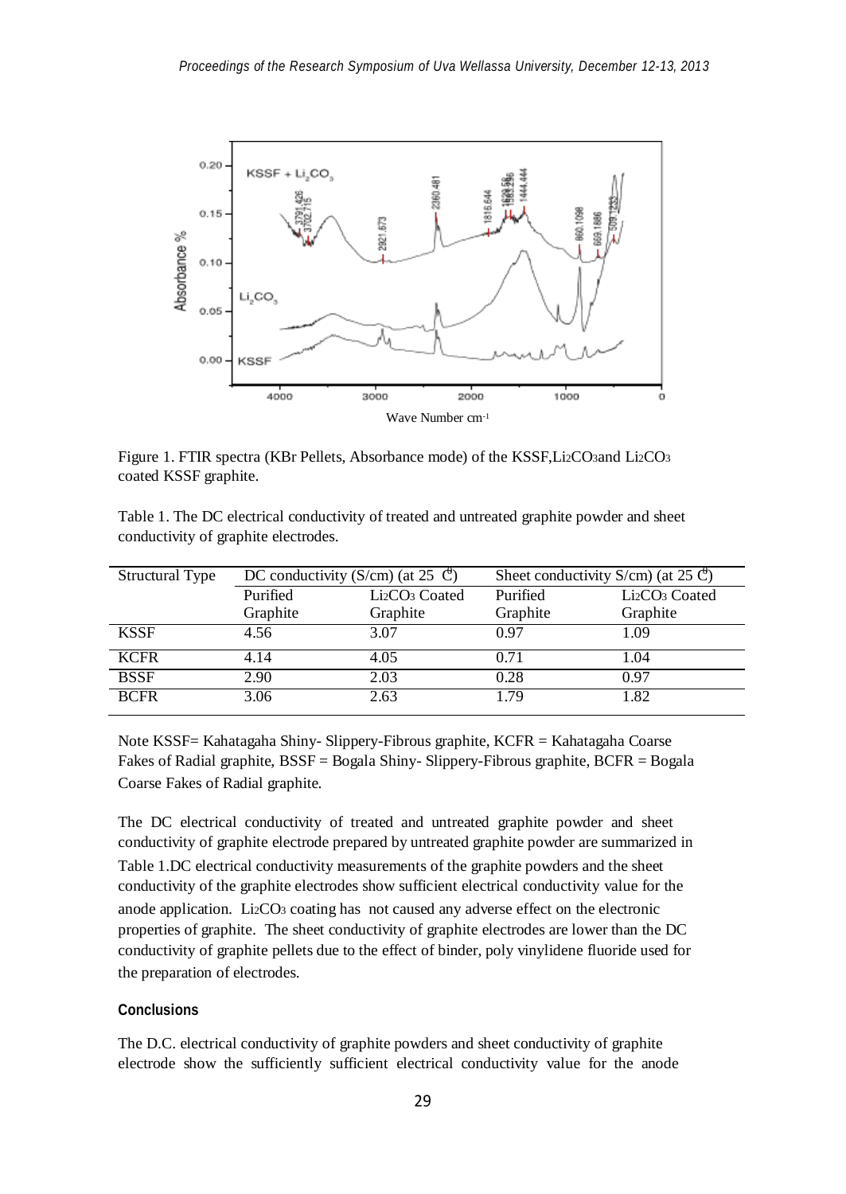Figure 1. FTIR spectra (KBr Pellets, Absorbance mode) of the KSSF, $Li_2CO_3$ and $Li_2CO_3$ coated KSSF graphite.

Table 1. The DC electrical conductivity of treated and untreated graphite powder and sheet conductivity of graphite electrodes.

| Structural Type | DC conductivity (S/cm) (at 25 °C) | | Sheet conductivity S/cm) (at 25 °C) | |
|---|---|---|---|---|
| | Purified Graphite | $Li_2CO_3$ Coated Graphite | Purified Graphite | $Li_2CO_3$ Coated Graphite |
| KSSF | 4.56 | 3.07 | 0.97 | 1.09 |
| KCFR | 4.14 | 4.05 | 0.71 | 1.04 |
| BSSF | 2.90 | 2.03 | 0.28 | 0.97 |
| BCFR | 3.06 | 2.63 | 1.79 | 1.82 |

Note KSSF= Kahatagaha Shiny- Slippery-Fibrous graphite, KCFR = Kahatagaha Coarse Fakes of Radial graphite, BSSF = Bogala Shiny- Slippery-Fibrous graphite, BCFR = Bogala Coarse Fakes of Radial graphite.

The DC electrical conductivity of treated and untreated graphite powder and sheet conductivity of graphite electrode prepared by untreated graphite powder are summarized in Table 1.DC electrical conductivity measurements of the graphite powders and the sheet conductivity of the graphite electrodes show sufficient electrical conductivity value for the anode application. $Li_2CO_3$ coating has not caused any adverse effect on the electronic properties of graphite. The sheet conductivity of graphite electrodes are lower than the DC conductivity of graphite pellets due to the effect of binder, poly vinylidene fluoride used for the preparation of electrodes.

### Conclusions

The D.C. electrical conductivity of graphite powders and sheet conductivity of graphite electrode show the sufficiently sufficient electrical conductivity value for the anode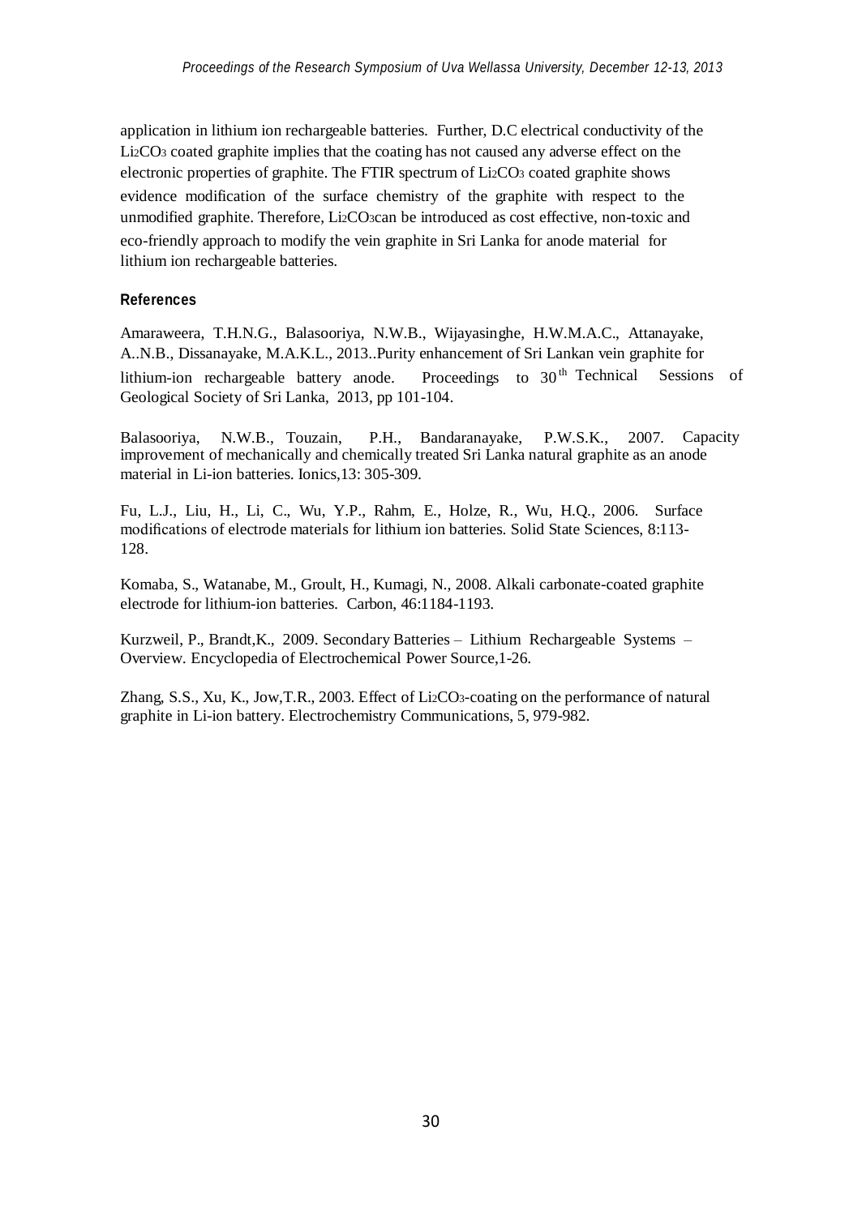application in lithium ion rechargeable batteries. Further, D.C electrical conductivity of the $Li_2CO_3$ coated graphite implies that the coating has not caused any adverse effect on the electronic properties of graphite. The FTIR spectrum of $Li_2CO_3$ coated graphite shows evidence modification of the surface chemistry of the graphite with respect to the unmodified graphite. Therefore, $Li_2CO_3$can be introduced as cost effective, non-toxic and eco-friendly approach to modify the vein graphite in Sri Lanka for anode material for lithium ion rechargeable batteries.

**References**

Amaraweera, T.H.N.G., Balasooriya, N.W.B., Wijayasinghe, H.W.M.A.C., Attanayake, A..N.B., Dissanayake, M.A.K.L., 2013..Purity enhancement of Sri Lankan vein graphite for lithium-ion rechargeable battery anode. Proceedings to 30$^{th}$ Technical Sessions of Geological Society of Sri Lanka, 2013, pp 101-104.

Balasooriya, N.W.B., Touzain, P.H., Bandaranayake, P.W.S.K., 2007. Capacity improvement of mechanically and chemically treated Sri Lanka natural graphite as an anode material in Li-ion batteries. Ionics,13: 305-309.

Fu, L.J., Liu, H., Li, C., Wu, Y.P., Rahm, E., Holze, R., Wu, H.Q., 2006. Surface modifications of electrode materials for lithium ion batteries. Solid State Sciences, 8:113-128.

Komaba, S., Watanabe, M., Groult, H., Kumagi, N., 2008. Alkali carbonate-coated graphite electrode for lithium-ion batteries. Carbon, 46:1184-1193.

Kurzweil, P., Brandt,K., 2009. Secondary Batteries – Lithium Rechargeable Systems – Overview. Encyclopedia of Electrochemical Power Source,1-26.

Zhang, S.S., Xu, K., Jow,T.R., 2003. Effect of $Li_2CO_3$-coating on the performance of natural graphite in Li-ion battery. Electrochemistry Communications, 5, 979-982.